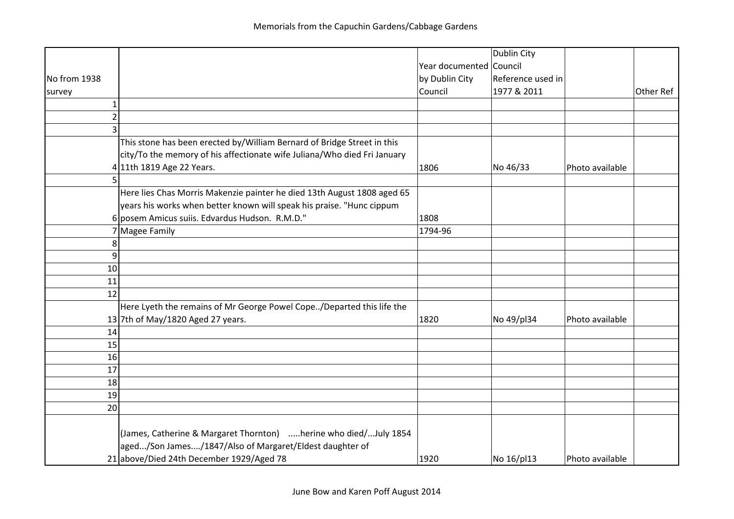# Memorials from the Capuchin Gardens/Cabbage Gardens

| No from 1938 survey | | Year documented by Dublin City Council | Dublin City Council Reference used in 1977 & 2011 | | Other Ref |
|---|---|---|---|---|---|
| 1 | | | | | |
| 2 | | | | | |
| 3 | | | | | |
| 4 | This stone has been erected by/William Bernard of Bridge Street in this city/To the memory of his affectionate wife Juliana/Who died Fri January 11th 1819 Age 22 Years. | 1806 | No 46/33 | Photo available | |
| 5 | | | | | |
| 6 | Here lies Chas Morris Makenzie painter he died 13th August 1808 aged 65 years his works when better known will speak his praise. "Hunc cippum posem Amicus suiis. Edvardus Hudson. R.M.D." | 1808 | | | |
| 7 | Magee Family | 1794-96 | | | |
| 8 | | | | | |
| 9 | | | | | |
| 10 | | | | | |
| 11 | | | | | |
| 12 | | | | | |
| 13 | Here Lyeth the remains of Mr George Powel Cope../Departed this life the 7th of May/1820 Aged 27 years. | 1820 | No 49/pl34 | Photo available | |
| 14 | | | | | |
| 15 | | | | | |
| 16 | | | | | |
| 17 | | | | | |
| 18 | | | | | |
| 19 | | | | | |
| 20 | | | | | |
| 21 | (James, Catherine & Margaret Thornton) .....herine who died/...July 1854 aged.../Son James..../1847/Also of Margaret/Eldest daughter of above/Died 24th December 1929/Aged 78 | 1920 | No 16/pl13 | Photo available | |

June Bow and Karen Poff August 2014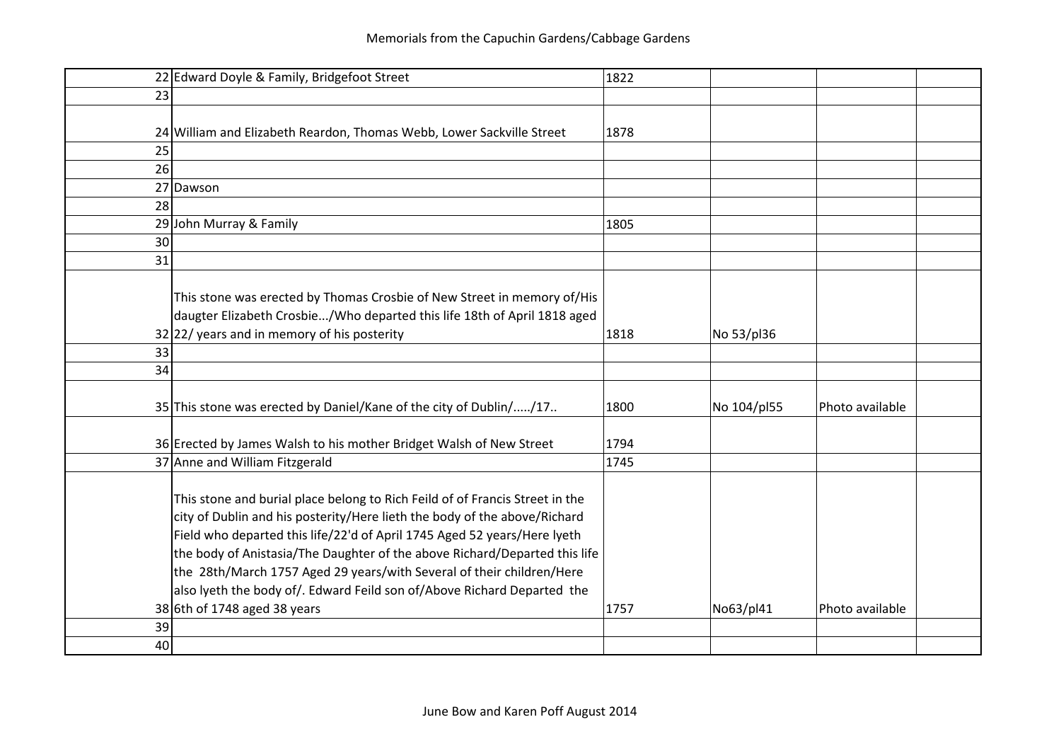# Memorials from the Capuchin Gardens/Cabbage Gardens

| | | | | | |
|---|---|---|---|---|---|
| 22 | Edward Doyle & Family, Bridgefoot Street | 1822 | | | |
| 23 | | | | | |
| 24 | William and Elizabeth Reardon, Thomas Webb, Lower Sackville Street | 1878 | | | |
| 25 | | | | | |
| 26 | | | | | |
| 27 | Dawson | | | | |
| 28 | | | | | |
| 29 | John Murray & Family | 1805 | | | |
| 30 | | | | | |
| 31 | | | | | |
| 32 | This stone was erected by Thomas Crosbie of New Street in memory of/His daugter Elizabeth Crosbie.../Who departed this life 18th of April 1818 aged 22/ years and in memory of his posterity | 1818 | No 53/pl36 | | |
| 33 | | | | | |
| 34 | | | | | |
| 35 | This stone was erected by Daniel/Kane of the city of Dublin/...../17.. | 1800 | No 104/pl55 | Photo available | |
| 36 | Erected by James Walsh to his mother Bridget Walsh of New Street | 1794 | | | |
| 37 | Anne and William Fitzgerald | 1745 | | | |
| 38 | This stone and burial place belong to Rich Feild of of Francis Street in the city of Dublin and his posterity/Here lieth the body of the above/Richard Field who departed this life/22'd of April 1745 Aged 52 years/Here lyeth the body of Anistasia/The Daughter of the above Richard/Departed this life the 28th/March 1757 Aged 29 years/with Several of their children/Here also lyeth the body of/. Edward Feild son of/Above Richard Departed the 6th of 1748 aged 38 years | 1757 | No63/pl41 | Photo available | |
| 39 | | | | | |
| 40 | | | | | |

June Bow and Karen Poff August 2014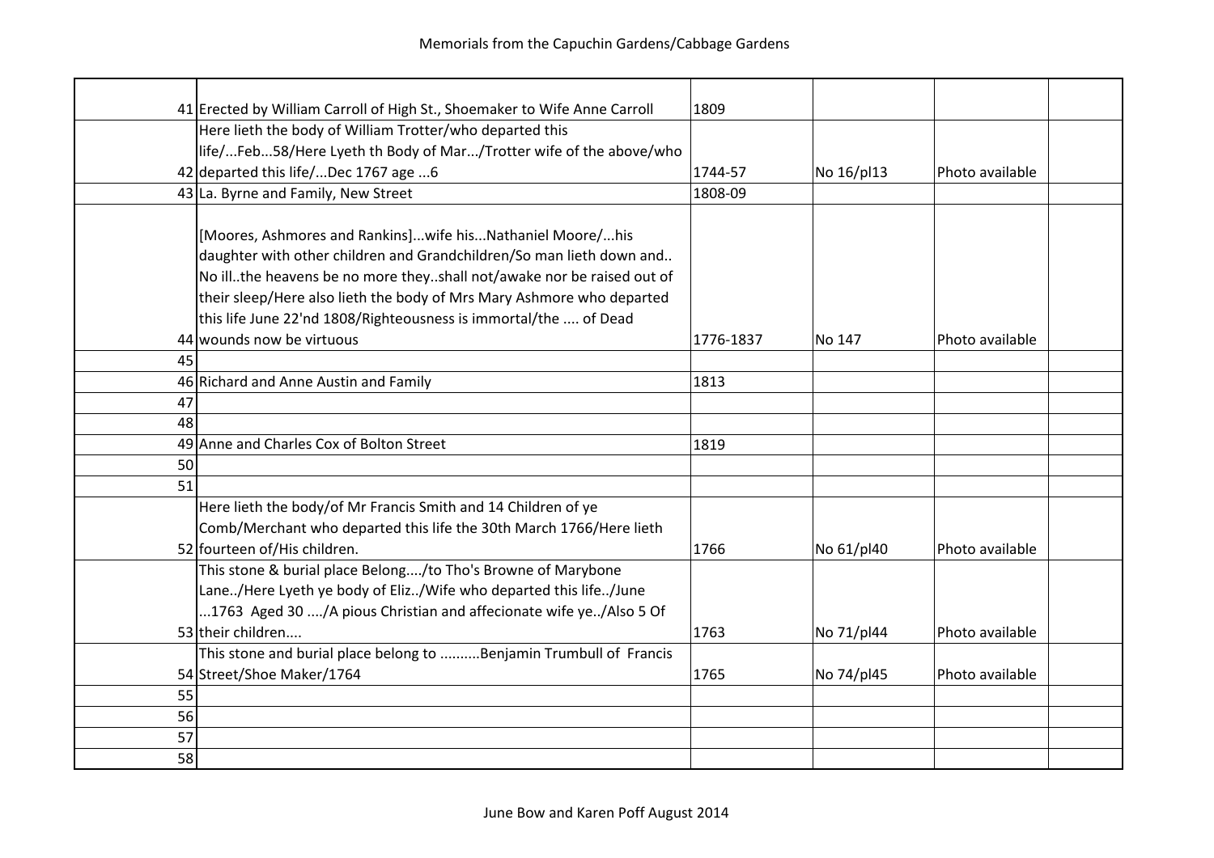# Memorials from the Capuchin Gardens/Cabbage Gardens

| | | | | | |
|---|---|---|---|---|---|
| 41 | Erected by William Carroll of High St., Shoemaker to Wife Anne Carroll | 1809 | | | |
| 42 | Here lieth the body of William Trotter/who departed this life/...Feb...58/Here Lyeth th Body of Mar.../Trotter wife of the above/who departed this life/...Dec 1767 age ...6 | 1744-57 | No 16/pl13 | Photo available | |
| 43 | La. Byrne and Family, New Street | 1808-09 | | | |
| 44 | [Moores, Ashmores and Rankins]...wife his...Nathaniel Moore/...his daughter with other children and Grandchildren/So man lieth down and.. No ill..the heavens be no more they..shall not/awake nor be raised out of their sleep/Here also lieth the body of Mrs Mary Ashmore who departed this life June 22'nd 1808/Righteousness is immortal/the .... of Dead wounds now be virtuous | 1776-1837 | No 147 | Photo available | |
| 45 | | | | | |
| 46 | Richard and Anne Austin and Family | 1813 | | | |
| 47 | | | | | |
| 48 | | | | | |
| 49 | Anne and Charles Cox of Bolton Street | 1819 | | | |
| 50 | | | | | |
| 51 | | | | | |
| 52 | Here lieth the body/of Mr Francis Smith and 14 Children of ye Comb/Merchant who departed this life the 30th March 1766/Here lieth fourteen of/His children. | 1766 | No 61/pl40 | Photo available | |
| 53 | This stone & burial place Belong..../to Tho's Browne of Marybone Lane../Here Lyeth ye body of Eliz../Wife who departed this life../June ...1763 Aged 30 ..../A pious Christian and affecionate wife ye../Also 5 Of their children.... | 1763 | No 71/pl44 | Photo available | |
| 54 | This stone and burial place belong to ..........Benjamin Trumbull of Francis Street/Shoe Maker/1764 | 1765 | No 74/pl45 | Photo available | |
| 55 | | | | | |
| 56 | | | | | |
| 57 | | | | | |
| 58 | | | | | |

June Bow and Karen Poff August 2014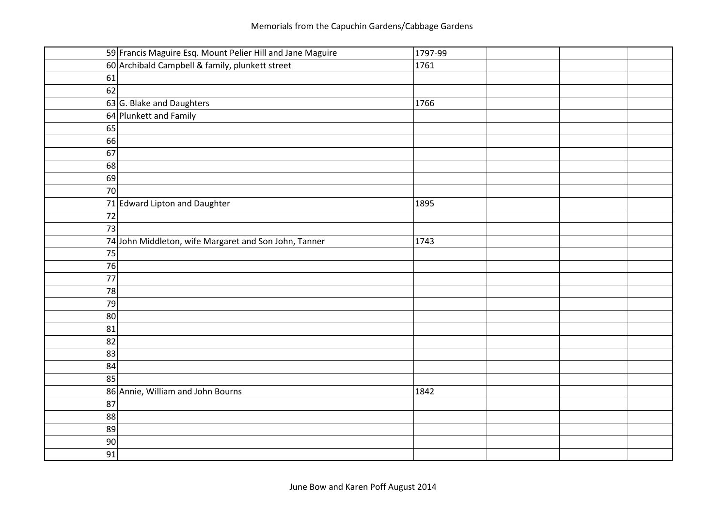Memorials from the Capuchin Gardens/Cabbage Gardens

| | | | | | |
|---|---|---|---|---|---|
| 59 | Francis Maguire Esq. Mount Pelier Hill and Jane Maguire | 1797-99 | | | |
| 60 | Archibald Campbell & family, plunkett street | 1761 | | | |
| 61 | | | | | |
| 62 | | | | | |
| 63 | G. Blake and Daughters | 1766 | | | |
| 64 | Plunkett and Family | | | | |
| 65 | | | | | |
| 66 | | | | | |
| 67 | | | | | |
| 68 | | | | | |
| 69 | | | | | |
| 70 | | | | | |
| 71 | Edward Lipton and Daughter | 1895 | | | |
| 72 | | | | | |
| 73 | | | | | |
| 74 | John Middleton, wife Margaret and Son John, Tanner | 1743 | | | |
| 75 | | | | | |
| 76 | | | | | |
| 77 | | | | | |
| 78 | | | | | |
| 79 | | | | | |
| 80 | | | | | |
| 81 | | | | | |
| 82 | | | | | |
| 83 | | | | | |
| 84 | | | | | |
| 85 | | | | | |
| 86 | Annie, William and John Bourns | 1842 | | | |
| 87 | | | | | |
| 88 | | | | | |
| 89 | | | | | |
| 90 | | | | | |
| 91 | | | | | |

June Bow and Karen Poff August 2014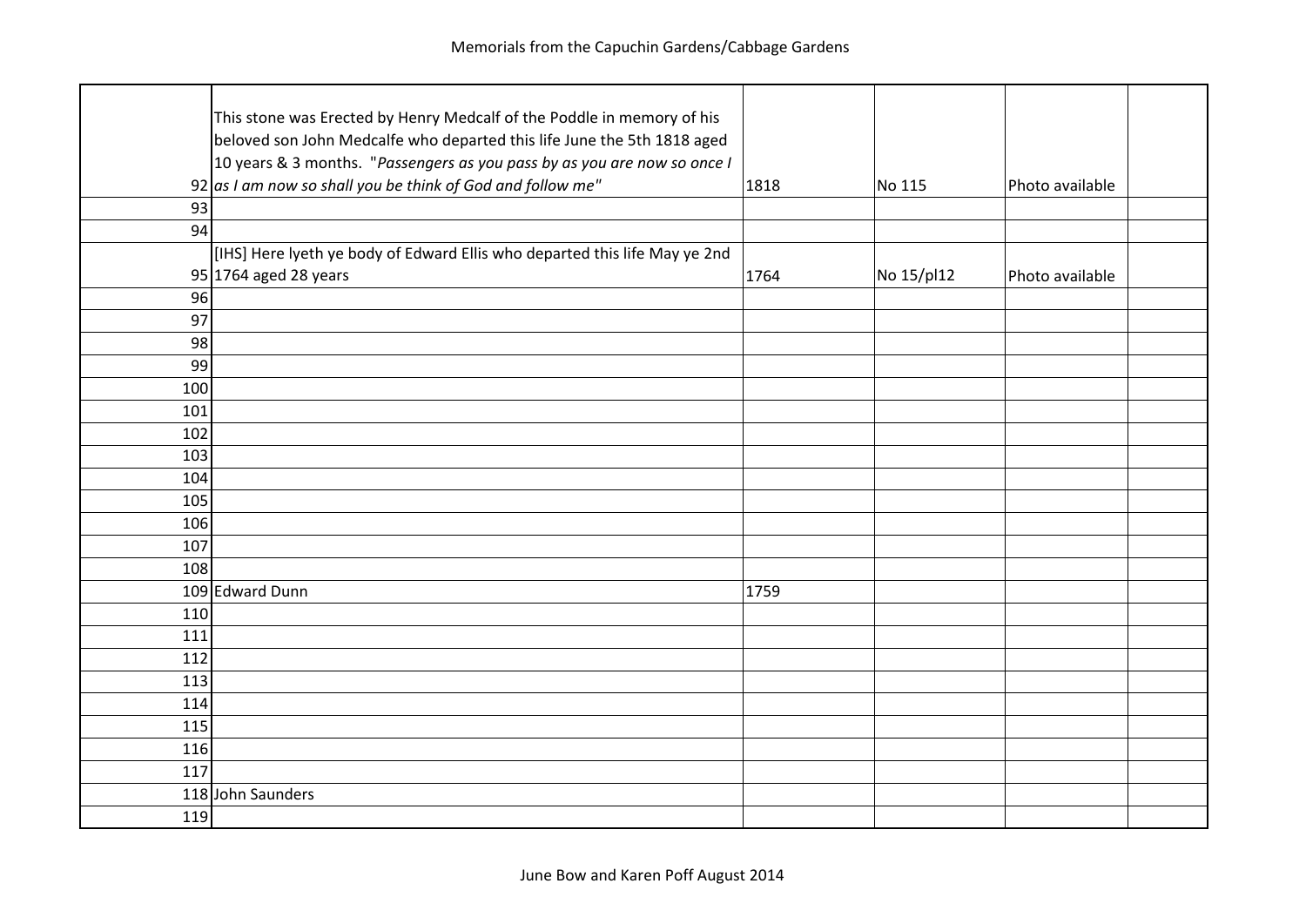# Memorials from the Capuchin Gardens/Cabbage Gardens

| | | | | | |
|---|---|---|---|---|---|
| 92 | This stone was Erected by Henry Medcalf of the Poddle in memory of his beloved son John Medcalfe who departed this life June the 5th 1818 aged 10 years & 3 months. "*Passengers as you pass by as you are now so once I as I am now so shall you be think of God and follow me*" | 1818 | No 115 | Photo available | |
| 93 | | | | | |
| 94 | | | | | |
| 95 | [IHS] Here lyeth ye body of Edward Ellis who departed this life May ye 2nd 1764 aged 28 years | 1764 | No 15/pl12 | Photo available | |
| 96 | | | | | |
| 97 | | | | | |
| 98 | | | | | |
| 99 | | | | | |
| 100 | | | | | |
| 101 | | | | | |
| 102 | | | | | |
| 103 | | | | | |
| 104 | | | | | |
| 105 | | | | | |
| 106 | | | | | |
| 107 | | | | | |
| 108 | | | | | |
| 109 | Edward Dunn | 1759 | | | |
| 110 | | | | | |
| 111 | | | | | |
| 112 | | | | | |
| 113 | | | | | |
| 114 | | | | | |
| 115 | | | | | |
| 116 | | | | | |
| 117 | | | | | |
| 118 | John Saunders | | | | |
| 119 | | | | | |

June Bow and Karen Poff August 2014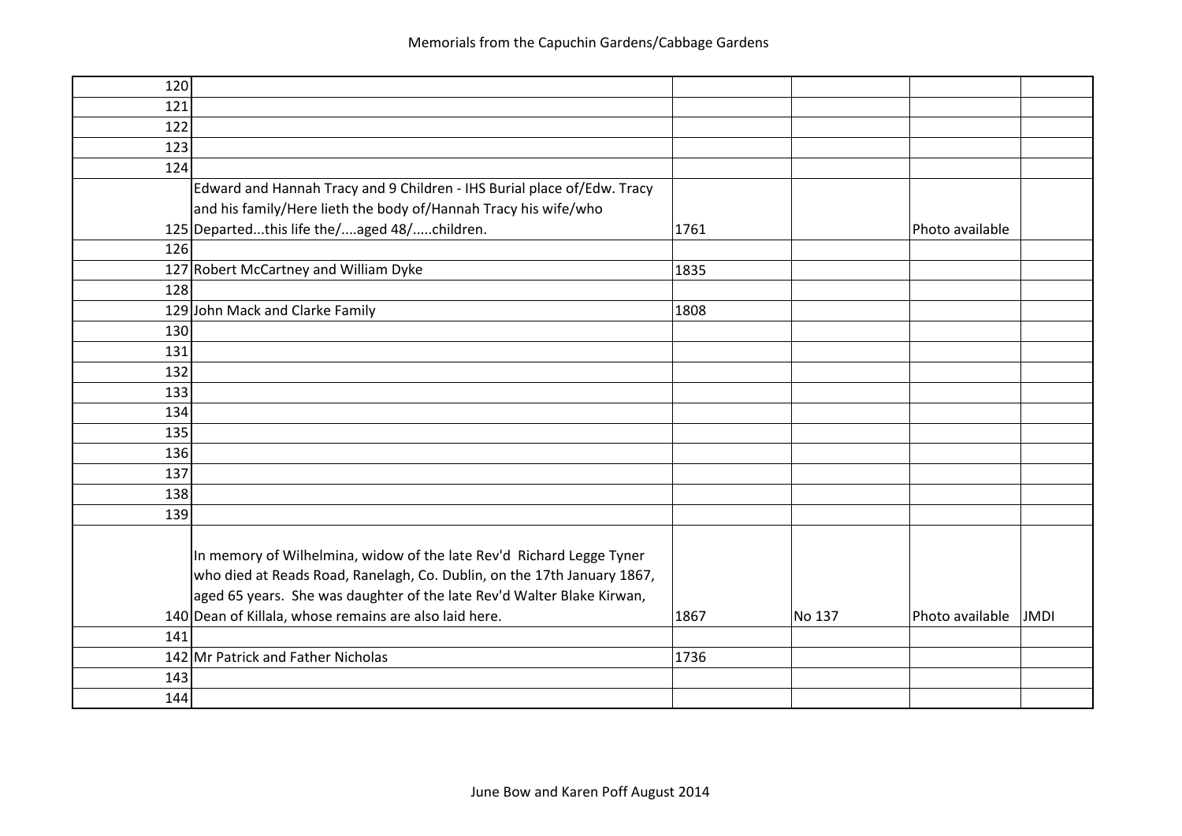Memorials from the Capuchin Gardens/Cabbage Gardens

| | | | | | |
|---|---|---|---|---|---|
| 120 | | | | | |
| 121 | | | | | |
| 122 | | | | | |
| 123 | | | | | |
| 124 | | | | | |
| 125 | Edward and Hannah Tracy and 9 Children - IHS Burial place of/Edw. Tracy and his family/Here lieth the body of/Hannah Tracy his wife/who Departed...this life the/....aged 48/.....children. | 1761 | | Photo available | |
| 126 | | | | | |
| 127 | Robert McCartney and William Dyke | 1835 | | | |
| 128 | | | | | |
| 129 | John Mack and Clarke Family | 1808 | | | |
| 130 | | | | | |
| 131 | | | | | |
| 132 | | | | | |
| 133 | | | | | |
| 134 | | | | | |
| 135 | | | | | |
| 136 | | | | | |
| 137 | | | | | |
| 138 | | | | | |
| 139 | | | | | |
| 140 | In memory of Wilhelmina, widow of the late Rev'd Richard Legge Tyner who died at Reads Road, Ranelagh, Co. Dublin, on the 17th January 1867, aged 65 years. She was daughter of the late Rev'd Walter Blake Kirwan, Dean of Killala, whose remains are also laid here. | 1867 | No 137 | Photo available | JMDI |
| 141 | | | | | |
| 142 | Mr Patrick and Father Nicholas | 1736 | | | |
| 143 | | | | | |
| 144 | | | | | |

June Bow and Karen Poff August 2014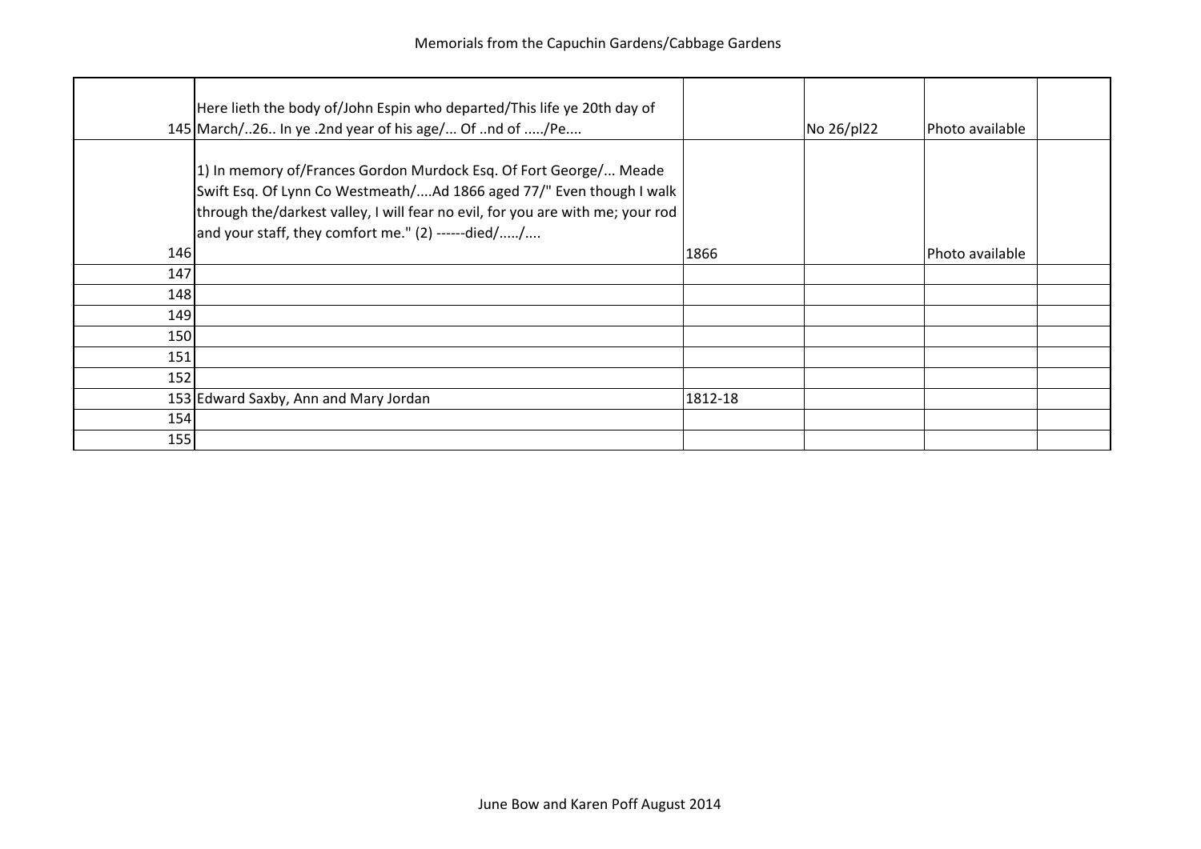| | | | | | |
|---|---|---|---|---|---|
| 145 | Here lieth the body of/John Espin who departed/This life ye 20th day of March/..26.. In ye .2nd year of his age/... Of ..nd of ...../Pe.... | | No 26/pl22 | Photo available | |
| 146 | 1) In memory of/Frances Gordon Murdock Esq. Of Fort George/... Meade Swift Esq. Of Lynn Co Westmeath/....Ad 1866 aged 77/" Even though I walk through the/darkest valley, I will fear no evil, for you are with me; your rod and your staff, they comfort me." (2) ------died/...../.... | 1866 | | Photo available | |
| 147 | | | | | |
| 148 | | | | | |
| 149 | | | | | |
| 150 | | | | | |
| 151 | | | | | |
| 152 | | | | | |
| 153 | Edward Saxby, Ann and Mary Jordan | 1812-18 | | | |
| 154 | | | | | |
| 155 | | | | | |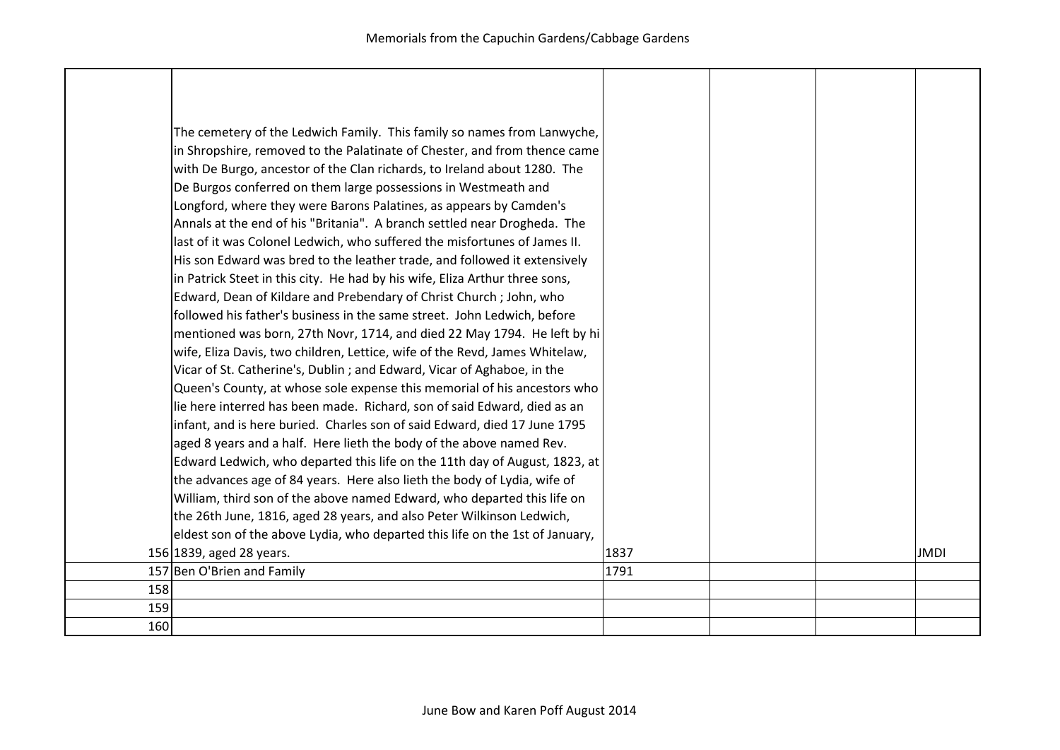# Memorials from the Capuchin Gardens/Cabbage Gardens

| | | | | | |
|---|---|---|---|---|---|
| 156 | The cemetery of the Ledwich Family. This family so names from Lanwyche, in Shropshire, removed to the Palatinate of Chester, and from thence came with De Burgo, ancestor of the Clan richards, to Ireland about 1280. The De Burgos conferred on them large possessions in Westmeath and Longford, where they were Barons Palatines, as appears by Camden's Annals at the end of his "Britania". A branch settled near Drogheda. The last of it was Colonel Ledwich, who suffered the misfortunes of James II. His son Edward was bred to the leather trade, and followed it extensively in Patrick Steet in this city. He had by his wife, Eliza Arthur three sons, Edward, Dean of Kildare and Prebendary of Christ Church ; John, who followed his father's business in the same street. John Ledwich, before mentioned was born, 27th Novr, 1714, and died 22 May 1794. He left by hi wife, Eliza Davis, two children, Lettice, wife of the Revd, James Whitelaw, Vicar of St. Catherine's, Dublin ; and Edward, Vicar of Aghaboe, in the Queen's County, at whose sole expense this memorial of his ancestors who lie here interred has been made. Richard, son of said Edward, died as an infant, and is here buried. Charles son of said Edward, died 17 June 1795 aged 8 years and a half. Here lieth the body of the above named Rev. Edward Ledwich, who departed this life on the 11th day of August, 1823, at the advances age of 84 years. Here also lieth the body of Lydia, wife of William, third son of the above named Edward, who departed this life on the 26th June, 1816, aged 28 years, and also Peter Wilkinson Ledwich, eldest son of the above Lydia, who departed this life on the 1st of January, 1839, aged 28 years. | 1837 | | | JMDI |
| 157 | Ben O'Brien and Family | 1791 | | | |
| 158 | | | | | |
| 159 | | | | | |
| 160 | | | | | |

June Bow and Karen Poff August 2014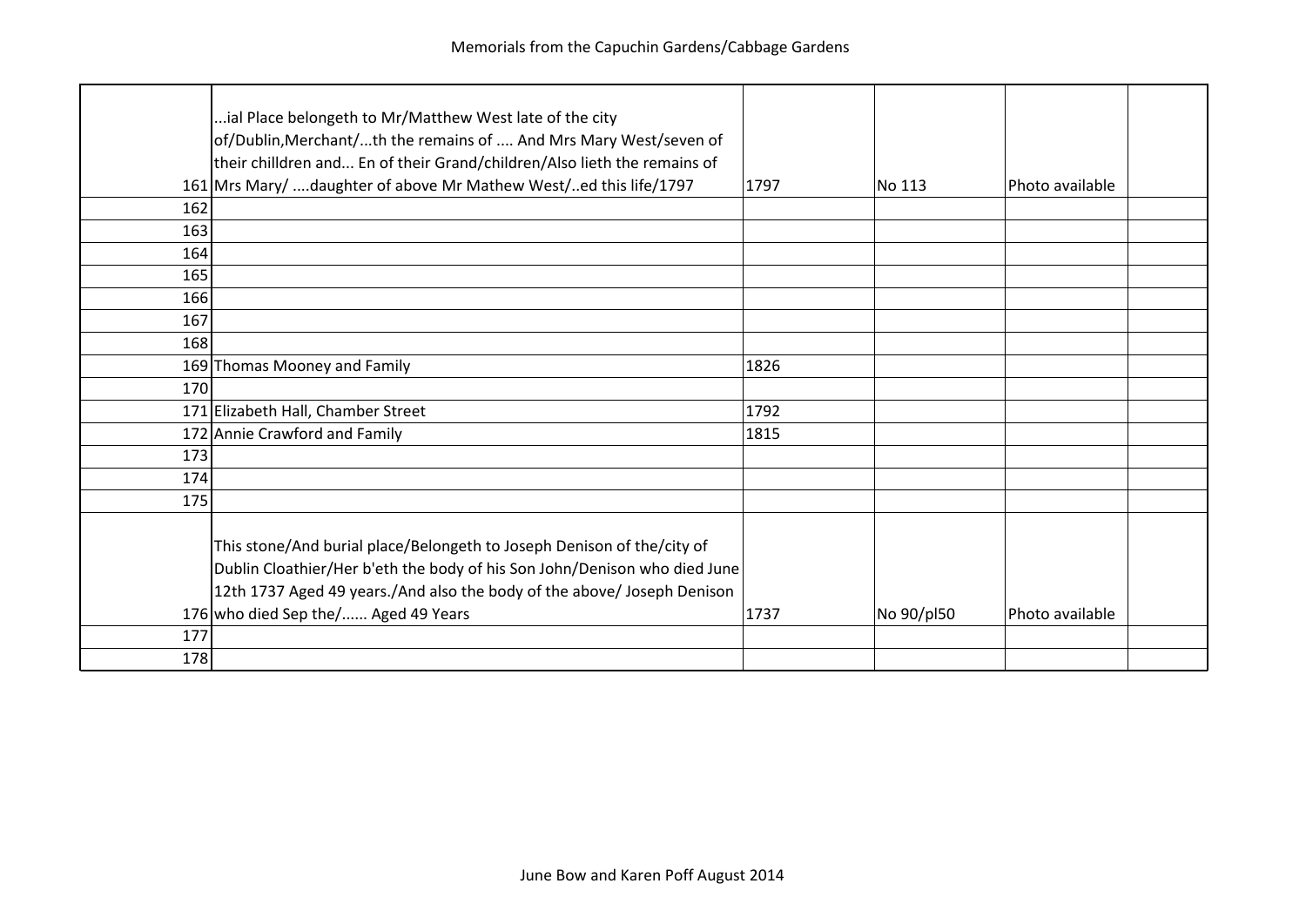Memorials from the Capuchin Gardens/Cabbage Gardens

| | | | | | |
|---|---|---|---|---|---|
| 161 | ...ial Place belongeth to Mr/Matthew West late of the city of/Dublin,Merchant/...th the remains of .... And Mrs Mary West/seven of their chilldren and... En of their Grand/children/Also lieth the remains of Mrs Mary/ ....daughter of above Mr Mathew West/..ed this life/1797 | 1797 | No 113 | Photo available | |
| 162 | | | | | |
| 163 | | | | | |
| 164 | | | | | |
| 165 | | | | | |
| 166 | | | | | |
| 167 | | | | | |
| 168 | | | | | |
| 169 | Thomas Mooney and Family | 1826 | | | |
| 170 | | | | | |
| 171 | Elizabeth Hall, Chamber Street | 1792 | | | |
| 172 | Annie Crawford and Family | 1815 | | | |
| 173 | | | | | |
| 174 | | | | | |
| 175 | | | | | |
| 176 | This stone/And burial place/Belongeth to Joseph Denison of the/city of Dublin Cloathier/Her b'eth the body of his Son John/Denison who died June 12th 1737 Aged 49 years./And also the body of the above/ Joseph Denison who died Sep the/...... Aged 49 Years | 1737 | No 90/pl50 | Photo available | |
| 177 | | | | | |
| 178 | | | | | |

June Bow and Karen Poff August 2014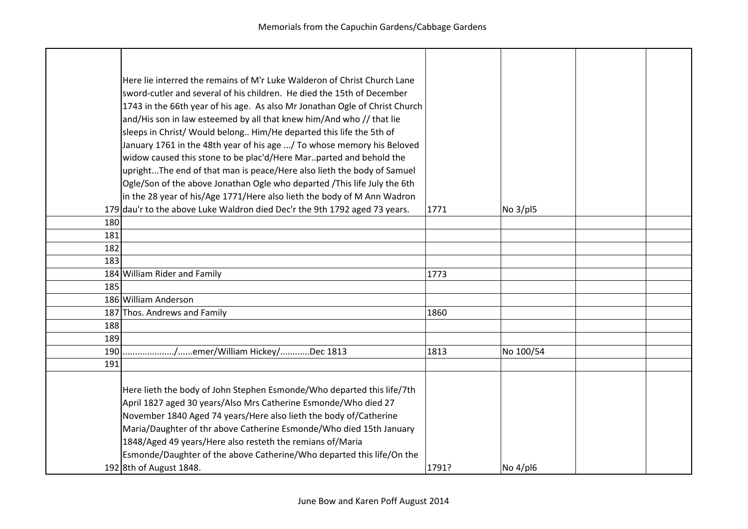# Memorials from the Capuchin Gardens/Cabbage Gardens

| | | | | | |
|---|---|---|---|---|---|
| 179 | Here lie interred the remains of M'r Luke Walderon of Christ Church Lane sword-cutler and several of his children. He died the 15th of December 1743 in the 66th year of his age. As also Mr Jonathan Ogle of Christ Church and/His son in law esteemed by all that knew him/And who // that lie sleeps in Christ/ Would belong.. Him/He departed this life the 5th of January 1761 in the 48th year of his age .../ To whose memory his Beloved widow caused this stone to be plac'd/Here Mar..parted and behold the upright...The end of that man is peace/Here also lieth the body of Samuel Ogle/Son of the above Jonathan Ogle who departed /This life July the 6th in the 28 year of his/Age 1771/Here also lieth the body of M Ann Wadron dau'r to the above Luke Waldron died Dec'r the 9th 1792 aged 73 years. | 1771 | No 3/pl5 | | |
| 180 | | | | | |
| 181 | | | | | |
| 182 | | | | | |
| 183 | | | | | |
| 184 | William Rider and Family | 1773 | | | |
| 185 | | | | | |
| 186 | William Anderson | | | | |
| 187 | Thos. Andrews and Family | 1860 | | | |
| 188 | | | | | |
| 189 | | | | | |
| 190 | ..................../......emer/William Hickey/...........Dec 1813 | 1813 | No 100/54 | | |
| 191 | | | | | |
| 192 | Here lieth the body of John Stephen Esmonde/Who departed this life/7th April 1827 aged 30 years/Also Mrs Catherine Esmonde/Who died 27 November 1840 Aged 74 years/Here also lieth the body of/Catherine Maria/Daughter of thr above Catherine Esmonde/Who died 15th January 1848/Aged 49 years/Here also resteth the remians of/Maria Esmonde/Daughter of the above Catherine/Who departed this life/On the 8th of August 1848. | 1791? | No 4/pl6 | | |

June Bow and Karen Poff August 2014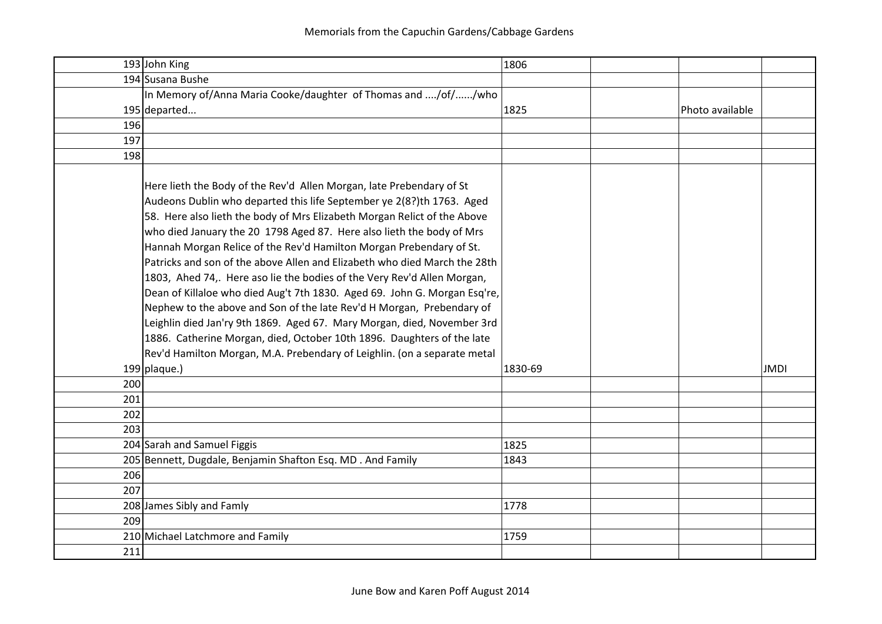# Memorials from the Capuchin Gardens/Cabbage Gardens

| | | | | | |
|---|---|---|---|---|---|
| 193 | John King | 1806 | | | |
| 194 | Susana Bushe | | | | |
| 195 | In Memory of/Anna Maria Cooke/daughter of Thomas and ..../of/....../who departed... | 1825 | | Photo available | |
| 196 | | | | | |
| 197 | | | | | |
| 198 | | | | | |
| 199 | Here lieth the Body of the Rev'd Allen Morgan, late Prebendary of St Audeons Dublin who departed this life September ye 2(8?)th 1763. Aged 58. Here also lieth the body of Mrs Elizabeth Morgan Relict of the Above who died January the 20 1798 Aged 87. Here also lieth the body of Mrs Hannah Morgan Relice of the Rev'd Hamilton Morgan Prebendary of St. Patricks and son of the above Allen and Elizabeth who died March the 28th 1803, Ahed 74,. Here aso lie the bodies of the Very Rev'd Allen Morgan, Dean of Killaloe who died Aug't 7th 1830. Aged 69. John G. Morgan Esq're, Nephew to the above and Son of the late Rev'd H Morgan, Prebendary of Leighlin died Jan'ry 9th 1869. Aged 67. Mary Morgan, died, November 3rd 1886. Catherine Morgan, died, October 10th 1896. Daughters of the late Rev'd Hamilton Morgan, M.A. Prebendary of Leighlin. (on a separate metal plaque.) | 1830-69 | | | JMDI |
| 200 | | | | | |
| 201 | | | | | |
| 202 | | | | | |
| 203 | | | | | |
| 204 | Sarah and Samuel Figgis | 1825 | | | |
| 205 | Bennett, Dugdale, Benjamin Shafton Esq. MD . And Family | 1843 | | | |
| 206 | | | | | |
| 207 | | | | | |
| 208 | James Sibly and Famly | 1778 | | | |
| 209 | | | | | |
| 210 | Michael Latchmore and Family | 1759 | | | |
| 211 | | | | | |

June Bow and Karen Poff August 2014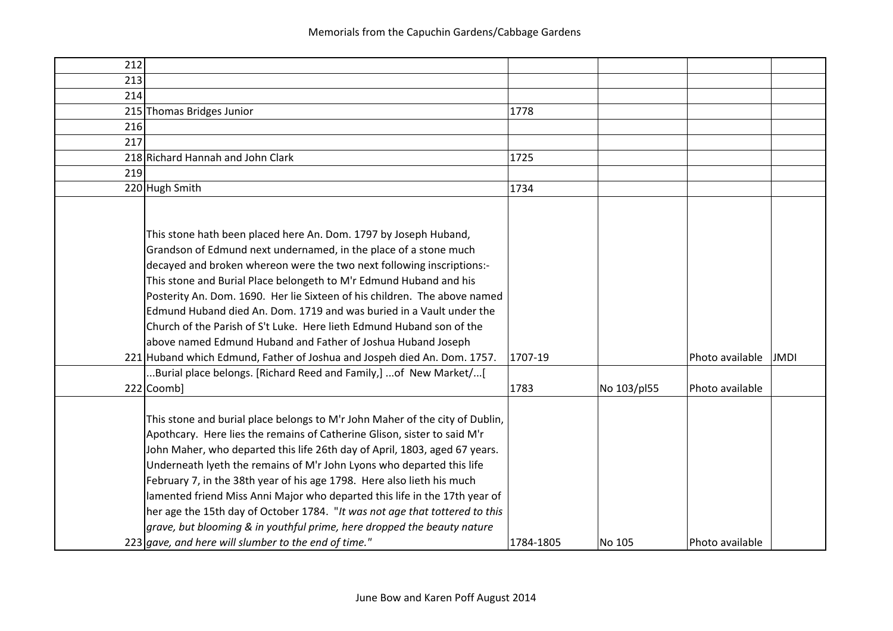# Memorials from the Capuchin Gardens/Cabbage Gardens

| | | | | | |
|---|---|---|---|---|---|
| 212 | | | | | |
| 213 | | | | | |
| 214 | | | | | |
| 215 | Thomas Bridges Junior | 1778 | | | |
| 216 | | | | | |
| 217 | | | | | |
| 218 | Richard Hannah and John Clark | 1725 | | | |
| 219 | | | | | |
| 220 | Hugh Smith | 1734 | | | |
| 221 | This stone hath been placed here An. Dom. 1797 by Joseph Huband, Grandson of Edmund next undernamed, in the place of a stone much decayed and broken whereon were the two next following inscriptions:- This stone and Burial Place belongeth to M'r Edmund Huband and his Posterity An. Dom. 1690. Her lie Sixteen of his children. The above named Edmund Huband died An. Dom. 1719 and was buried in a Vault under the Church of the Parish of S't Luke. Here lieth Edmund Huband son of the above named Edmund Huband and Father of Joshua Huband Joseph Huband which Edmund, Father of Joshua and Jospeh died An. Dom. 1757. | 1707-19 | | Photo available | JMDI |
| 222 | ...Burial place belongs. [Richard Reed and Family,] ...of New Market/...[ Coomb] | 1783 | No 103/pl55 | Photo available | |
| 223 | This stone and burial place belongs to M'r John Maher of the city of Dublin, Apothcary. Here lies the remains of Catherine Glison, sister to said M'r John Maher, who departed this life 26th day of April, 1803, aged 67 years. Underneath lyeth the remains of M'r John Lyons who departed this life February 7, in the 38th year of his age 1798. Here also lieth his much lamented friend Miss Anni Major who departed this life in the 17th year of her age the 15th day of October 1784. "*It was not age that tottered to this grave, but blooming & in youthful prime, here dropped the beauty nature gave, and here will slumber to the end of time.*" | 1784-1805 | No 105 | Photo available | |

June Bow and Karen Poff August 2014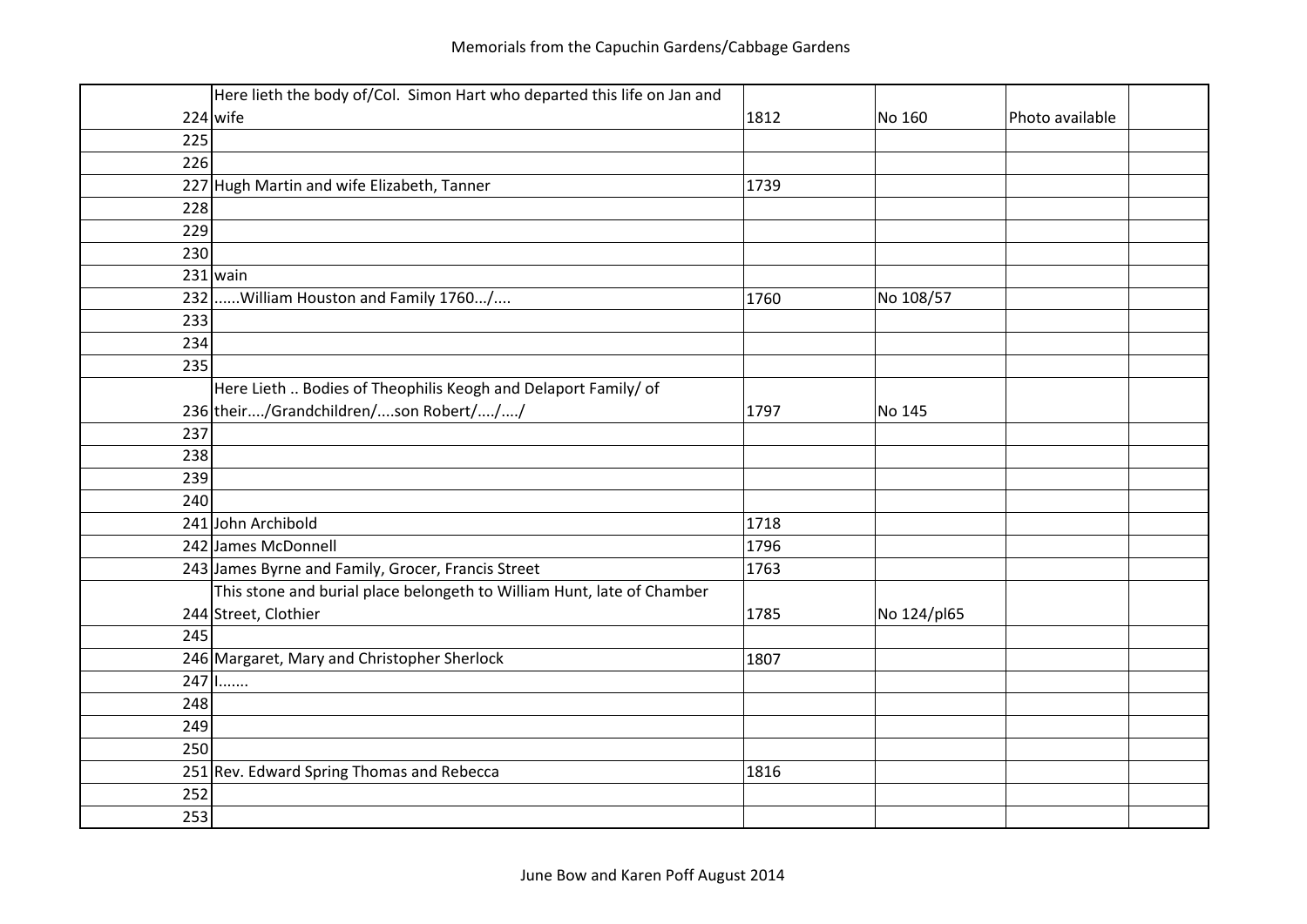# Memorials from the Capuchin Gardens/Cabbage Gardens

| | | | | | |
|---|---|---|---|---|---|
| 224 | Here lieth the body of/Col. Simon Hart who departed this life on Jan and wife | 1812 | No 160 | Photo available | |
| 225 | | | | | |
| 226 | | | | | |
| 227 | Hugh Martin and wife Elizabeth, Tanner | 1739 | | | |
| 228 | | | | | |
| 229 | | | | | |
| 230 | | | | | |
| 231 | wain | | | | |
| 232 | ......William Houston and Family 1760.../.... | 1760 | No 108/57 | | |
| 233 | | | | | |
| 234 | | | | | |
| 235 | | | | | |
| 236 | Here Lieth .. Bodies of Theophilis Keogh and Delaport Family/ of their..../Grandchildren/....son Robert/..../..../ | 1797 | No 145 | | |
| 237 | | | | | |
| 238 | | | | | |
| 239 | | | | | |
| 240 | | | | | |
| 241 | John Archibold | 1718 | | | |
| 242 | James McDonnell | 1796 | | | |
| 243 | James Byrne and Family, Grocer, Francis Street | 1763 | | | |
| 244 | This stone and burial place belongeth to William Hunt, late of Chamber Street, Clothier | 1785 | No 124/pl65 | | |
| 245 | | | | | |
| 246 | Margaret, Mary and Christopher Sherlock | 1807 | | | |
| 247 | I....... | | | | |
| 248 | | | | | |
| 249 | | | | | |
| 250 | | | | | |
| 251 | Rev. Edward Spring Thomas and Rebecca | 1816 | | | |
| 252 | | | | | |
| 253 | | | | | |

June Bow and Karen Poff August 2014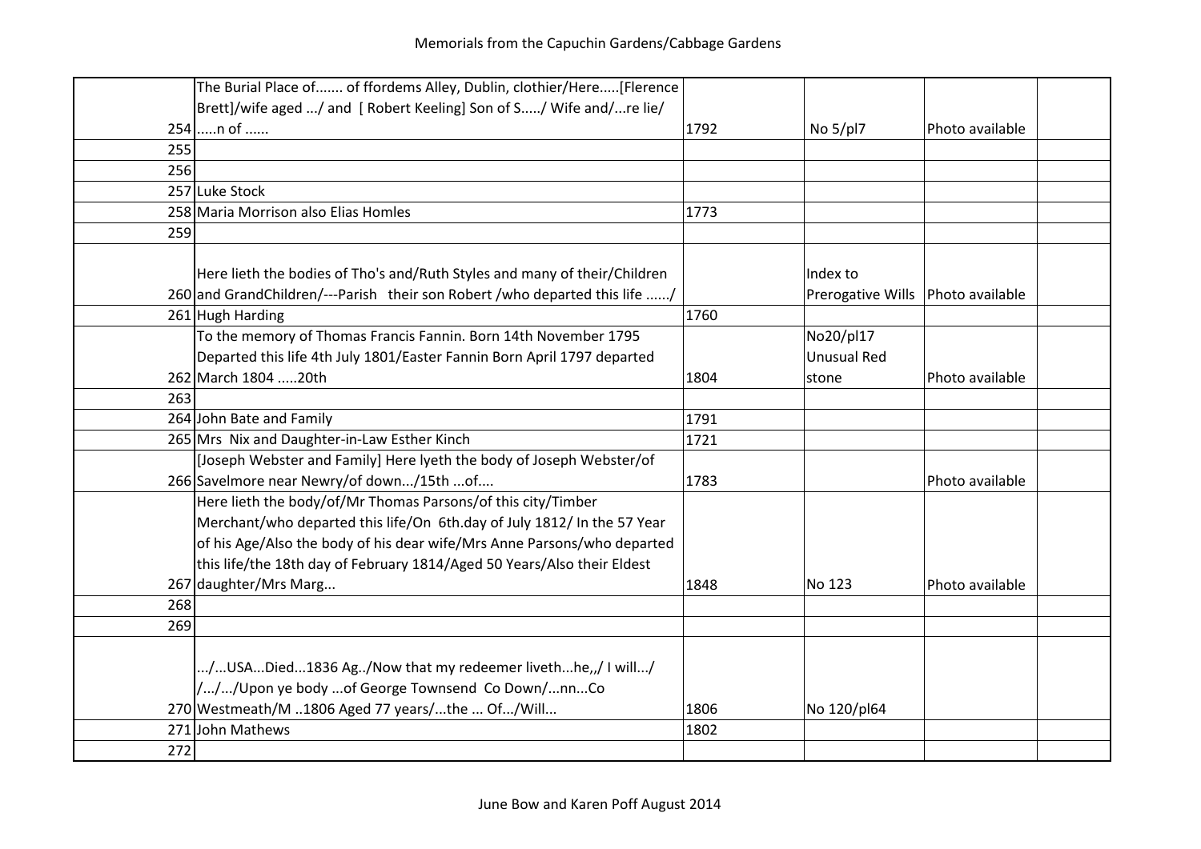# Memorials from the Capuchin Gardens/Cabbage Gardens

| | | | | | |
|---|---|---|---|---|---|
| 254 | The Burial Place of....... of ffordems Alley, Dublin, clothier/Here.....[Flerence Brett]/wife aged .../ and [ Robert Keeling] Son of S...../ Wife and/...re lie/ .....n of ...... | 1792 | No 5/pl7 | Photo available | |
| 255 | | | | | |
| 256 | | | | | |
| 257 | Luke Stock | | | | |
| 258 | Maria Morrison also Elias Homles | 1773 | | | |
| 259 | | | | | |
| 260 | Here lieth the bodies of Tho's and/Ruth Styles and many of their/Children and GrandChildren/---Parish their son Robert /who departed this life ....../ | | Index to Prerogative Wills | Photo available | |
| 261 | Hugh Harding | 1760 | | | |
| 262 | To the memory of Thomas Francis Fannin. Born 14th November 1795 Departed this life 4th July 1801/Easter Fannin Born April 1797 departed March 1804 .....20th | 1804 | No20/pl17 Unusual Red stone | Photo available | |
| 263 | | | | | |
| 264 | John Bate and Family | 1791 | | | |
| 265 | Mrs Nix and Daughter-in-Law Esther Kinch | 1721 | | | |
| 266 | [Joseph Webster and Family] Here lyeth the body of Joseph Webster/of Savelmore near Newry/of down.../15th ...of.... | 1783 | | Photo available | |
| 267 | Here lieth the body/of/Mr Thomas Parsons/of this city/Timber Merchant/who departed this life/On 6th.day of July 1812/ In the 57 Year of his Age/Also the body of his dear wife/Mrs Anne Parsons/who departed this life/the 18th day of February 1814/Aged 50 Years/Also their Eldest daughter/Mrs Marg... | 1848 | No 123 | Photo available | |
| 268 | | | | | |
| 269 | | | | | |
| 270 | .../...USA...Died...1836 Ag../Now that my redeemer liveth...he,,/ I will.../ /.../.../Upon ye body ...of George Townsend Co Down/...nn...Co Westmeath/M ..1806 Aged 77 years/...the ... Of.../Will... | 1806 | No 120/pl64 | | |
| 271 | John Mathews | 1802 | | | |
| 272 | | | | | |

June Bow and Karen Poff August 2014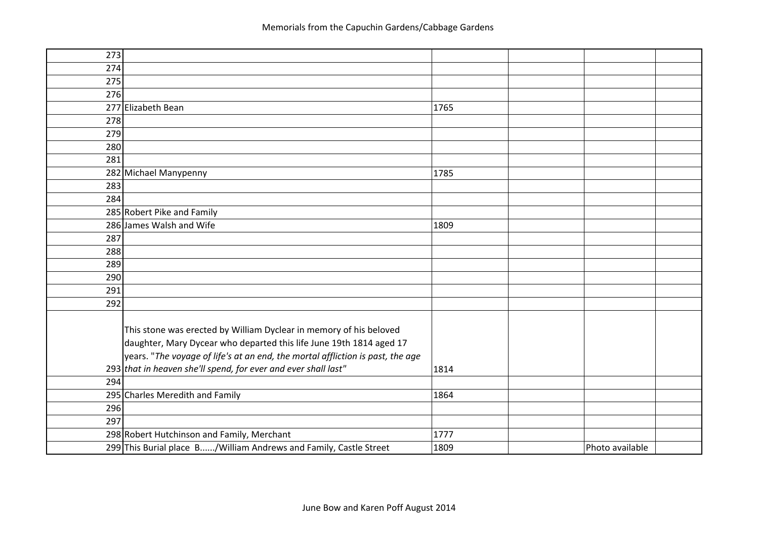# Memorials from the Capuchin Gardens/Cabbage Gardens

| | | | | | |
|---|---|---|---|---|---|
| 273 | | | | | |
| 274 | | | | | |
| 275 | | | | | |
| 276 | | | | | |
| 277 | Elizabeth Bean | 1765 | | | |
| 278 | | | | | |
| 279 | | | | | |
| 280 | | | | | |
| 281 | | | | | |
| 282 | Michael Manypenny | 1785 | | | |
| 283 | | | | | |
| 284 | | | | | |
| 285 | Robert Pike and Family | | | | |
| 286 | James Walsh and Wife | 1809 | | | |
| 287 | | | | | |
| 288 | | | | | |
| 289 | | | | | |
| 290 | | | | | |
| 291 | | | | | |
| 292 | | | | | |
| 293 | This stone was erected by William Dyclear in memory of his beloved daughter, Mary Dycear who departed this life June 19th 1814 aged 17 years. "*The voyage of life's at an end, the mortal affliction is past, the age that in heaven she'll spend, for ever and ever shall last*" | 1814 | | | |
| 294 | | | | | |
| 295 | Charles Meredith and Family | 1864 | | | |
| 296 | | | | | |
| 297 | | | | | |
| 298 | Robert Hutchinson and Family, Merchant | 1777 | | | |
| 299 | This Burial place B....../William Andrews and Family, Castle Street | 1809 | | Photo available | |

June Bow and Karen Poff August 2014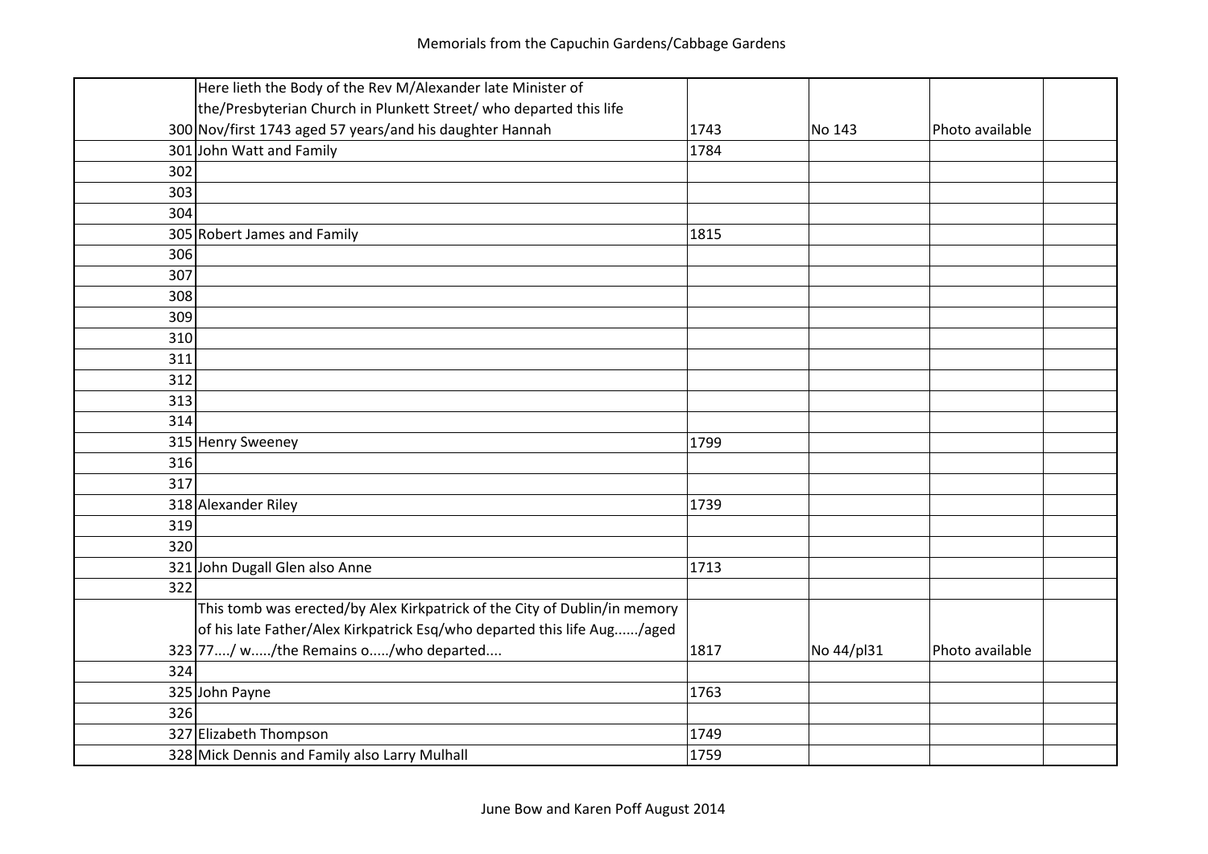# Memorials from the Capuchin Gardens/Cabbage Gardens

| | | | | | |
|---|---|---|---|---|---|
| 300 | Here lieth the Body of the Rev M/Alexander late Minister of the/Presbyterian Church in Plunkett Street/ who departed this life Nov/first 1743 aged 57 years/and his daughter Hannah | 1743 | No 143 | Photo available | |
| 301 | John Watt and Family | 1784 | | | |
| 302 | | | | | |
| 303 | | | | | |
| 304 | | | | | |
| 305 | Robert James and Family | 1815 | | | |
| 306 | | | | | |
| 307 | | | | | |
| 308 | | | | | |
| 309 | | | | | |
| 310 | | | | | |
| 311 | | | | | |
| 312 | | | | | |
| 313 | | | | | |
| 314 | | | | | |
| 315 | Henry Sweeney | 1799 | | | |
| 316 | | | | | |
| 317 | | | | | |
| 318 | Alexander Riley | 1739 | | | |
| 319 | | | | | |
| 320 | | | | | |
| 321 | John Dugall Glen also Anne | 1713 | | | |
| 322 | | | | | |
| 323 | This tomb was erected/by Alex Kirkpatrick of the City of Dublin/in memory of his late Father/Alex Kirkpatrick Esq/who departed this life Aug....../aged 77..../ w...../the Remains o...../who departed.... | 1817 | No 44/pl31 | Photo available | |
| 324 | | | | | |
| 325 | John Payne | 1763 | | | |
| 326 | | | | | |
| 327 | Elizabeth Thompson | 1749 | | | |
| 328 | Mick Dennis and Family also Larry Mulhall | 1759 | | | |

June Bow and Karen Poff August 2014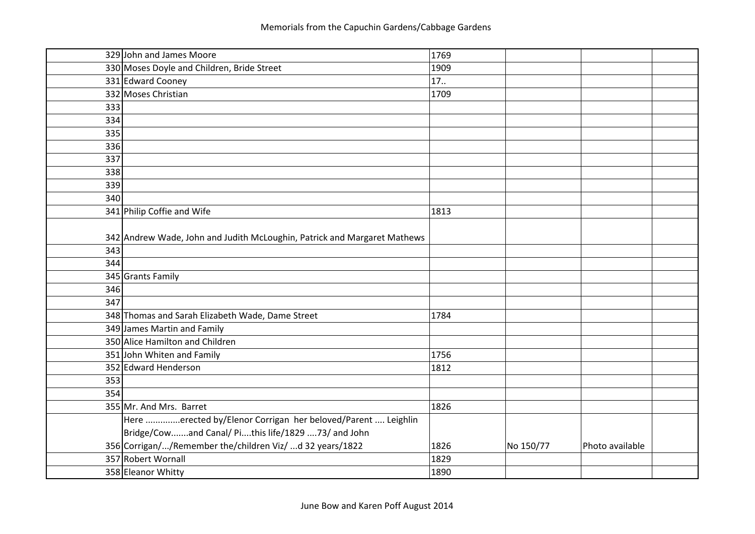Memorials from the Capuchin Gardens/Cabbage Gardens

| | | | | | |
|---|---|---|---|---|---|
| 329 | John and James Moore | 1769 | | | |
| 330 | Moses Doyle and Children, Bride Street | 1909 | | | |
| 331 | Edward Cooney | 17.. | | | |
| 332 | Moses Christian | 1709 | | | |
| 333 | | | | | |
| 334 | | | | | |
| 335 | | | | | |
| 336 | | | | | |
| 337 | | | | | |
| 338 | | | | | |
| 339 | | | | | |
| 340 | | | | | |
| 341 | Philip Coffie and Wife | 1813 | | | |
| 342 | Andrew Wade, John and Judith McLoughin, Patrick and Margaret Mathews | | | | |
| 343 | | | | | |
| 344 | | | | | |
| 345 | Grants Family | | | | |
| 346 | | | | | |
| 347 | | | | | |
| 348 | Thomas and Sarah Elizabeth Wade, Dame Street | 1784 | | | |
| 349 | James Martin and Family | | | | |
| 350 | Alice Hamilton and Children | | | | |
| 351 | John Whiten and Family | 1756 | | | |
| 352 | Edward Henderson | 1812 | | | |
| 353 | | | | | |
| 354 | | | | | |
| 355 | Mr. And Mrs. Barret | 1826 | | | |
| 356 | Here .............erected by/Elenor Corrigan her beloved/Parent .... Leighlin Bridge/Cow.......and Canal/ Pi....this life/1829 ....73/ and John Corrigan/.../Remember the/children Viz/ ...d 32 years/1822 | 1826 | No 150/77 | Photo available | |
| 357 | Robert Wornall | 1829 | | | |
| 358 | Eleanor Whitty | 1890 | | | |

June Bow and Karen Poff August 2014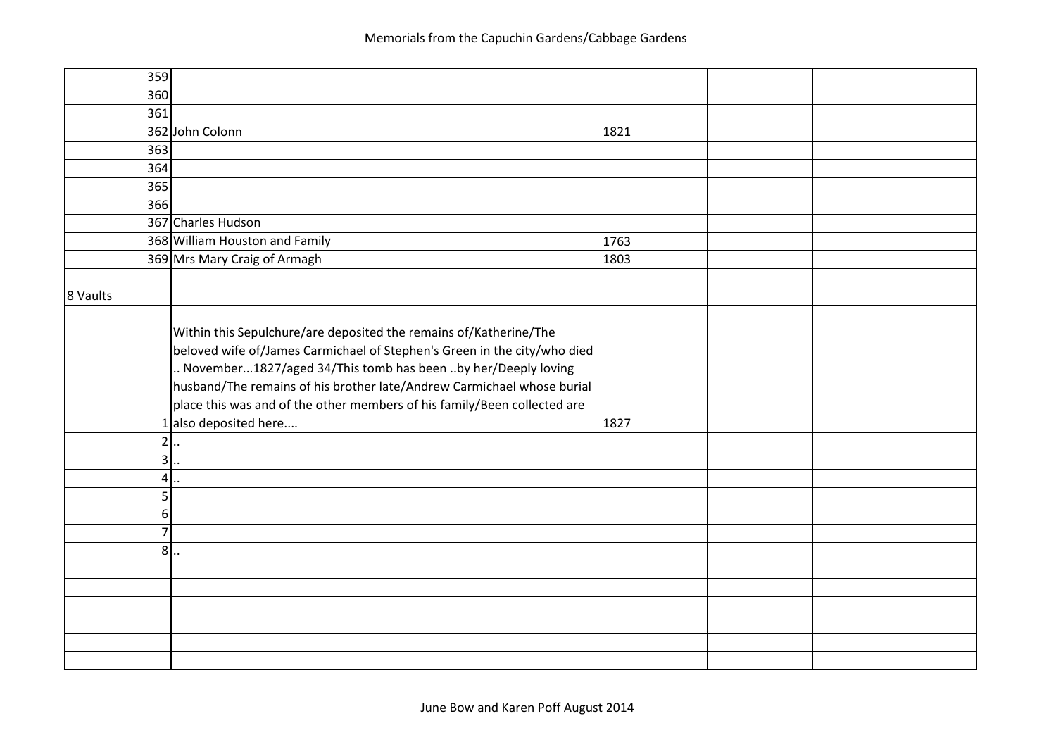# Memorials from the Capuchin Gardens/Cabbage Gardens

| | | | | | |
|---|---|---|---|---|---|
| 359 | | | | | |
| 360 | | | | | |
| 361 | | | | | |
| 362 | John Colonn | 1821 | | | |
| 363 | | | | | |
| 364 | | | | | |
| 365 | | | | | |
| 366 | | | | | |
| 367 | Charles Hudson | | | | |
| 368 | William Houston and Family | 1763 | | | |
| 369 | Mrs Mary Craig of Armagh | 1803 | | | |
| | | | | | |
| 8 Vaults | | | | | |
| 1 | Within this Sepulchure/are deposited the remains of/Katherine/The beloved wife of/James Carmichael of Stephen's Green in the city/who died .. November...1827/aged 34/This tomb has been ..by her/Deeply loving husband/The remains of his brother late/Andrew Carmichael whose burial place this was and of the other members of his family/Been collected are also deposited here.... | 1827 | | | |
| 2 | .. | | | | |
| 3 | .. | | | | |
| 4 | .. | | | | |
| 5 | | | | | |
| 6 | | | | | |
| 7 | | | | | |
| 8 | .. | | | | |
| | | | | | |
| | | | | | |
| | | | | | |
| | | | | | |
| | | | | | |
| | | | | | |

June Bow and Karen Poff August 2014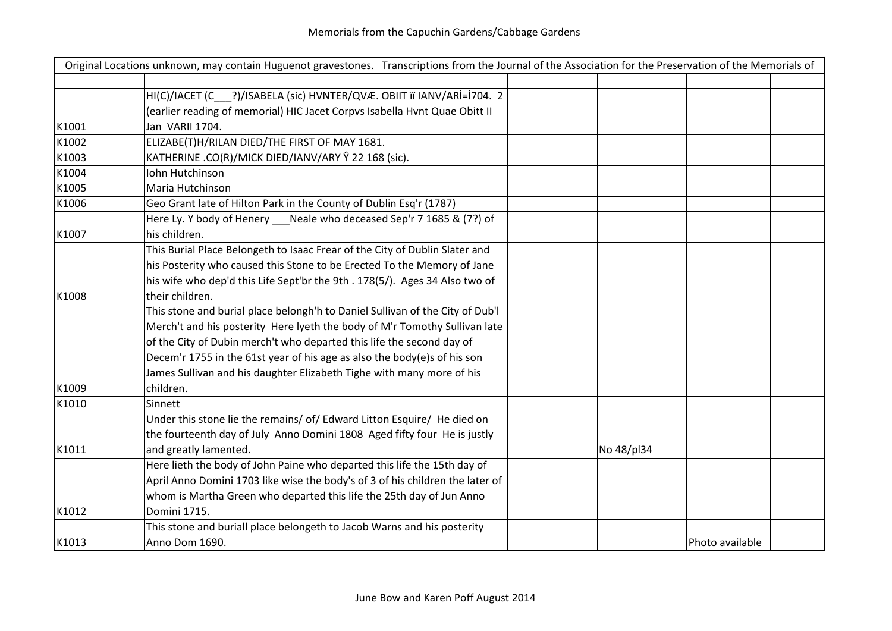Memorials from the Capuchin Gardens/Cabbage Gardens

| Original Locations unknown, may contain Huguenot gravestones. Transcriptions from the Journal of the Association for the Preservation of the Memorials of | | | | | |
|---|---|---|---|---|---|
| | | | | | |
| K1001 | HI(C)/IACET (C___?)/ISABELA (sic) HVNTER/QVÆ. OBIIT ïï IANV/ARİ=İ704. 2 (earlier reading of memorial) HIC Jacet Corpvs Isabella Hvnt Quae Obitt II Jan VARII 1704. | | | | |
| K1002 | ELIZABE(T)H/RILAN DIED/THE FIRST OF MAY 1681. | | | | |
| K1003 | KATHERINE .CO(R)/MICK DIED/IANV/ARY Ŷ 22 168 (sic). | | | | |
| K1004 | Iohn Hutchinson | | | | |
| K1005 | Maria Hutchinson | | | | |
| K1006 | Geo Grant late of Hilton Park in the County of Dublin Esq'r (1787) | | | | |
| K1007 | Here Ly. Y body of Henery ___Neale who deceased Sep'r 7 1685 & (7?) of his children. | | | | |
| K1008 | This Burial Place Belongeth to Isaac Frear of the City of Dublin Slater and his Posterity who caused this Stone to be Erected To the Memory of Jane his wife who dep'd this Life Sept'br the 9th . 178(5/). Ages 34 Also two of their children. | | | | |
| K1009 | This stone and burial place belongh'h to Daniel Sullivan of the City of Dub'l Merch't and his posterity Here lyeth the body of M'r Tomothy Sullivan late of the City of Dubin merch't who departed this life the second day of Decem'r 1755 in the 61st year of his age as also the body(e)s of his son James Sullivan and his daughter Elizabeth Tighe with many more of his children. | | | | |
| K1010 | Sinnett | | | | |
| K1011 | Under this stone lie the remains/ of/ Edward Litton Esquire/ He died on the fourteenth day of July Anno Domini 1808 Aged fifty four He is justly and greatly lamented. | | No 48/pl34 | | |
| K1012 | Here lieth the body of John Paine who departed this life the 15th day of April Anno Domini 1703 like wise the body's of 3 of his children the later of whom is Martha Green who departed this life the 25th day of Jun Anno Domini 1715. | | | | |
| K1013 | This stone and buriall place belongeth to Jacob Warns and his posterity Anno Dom 1690. | | | Photo available | |

June Bow and Karen Poff August 2014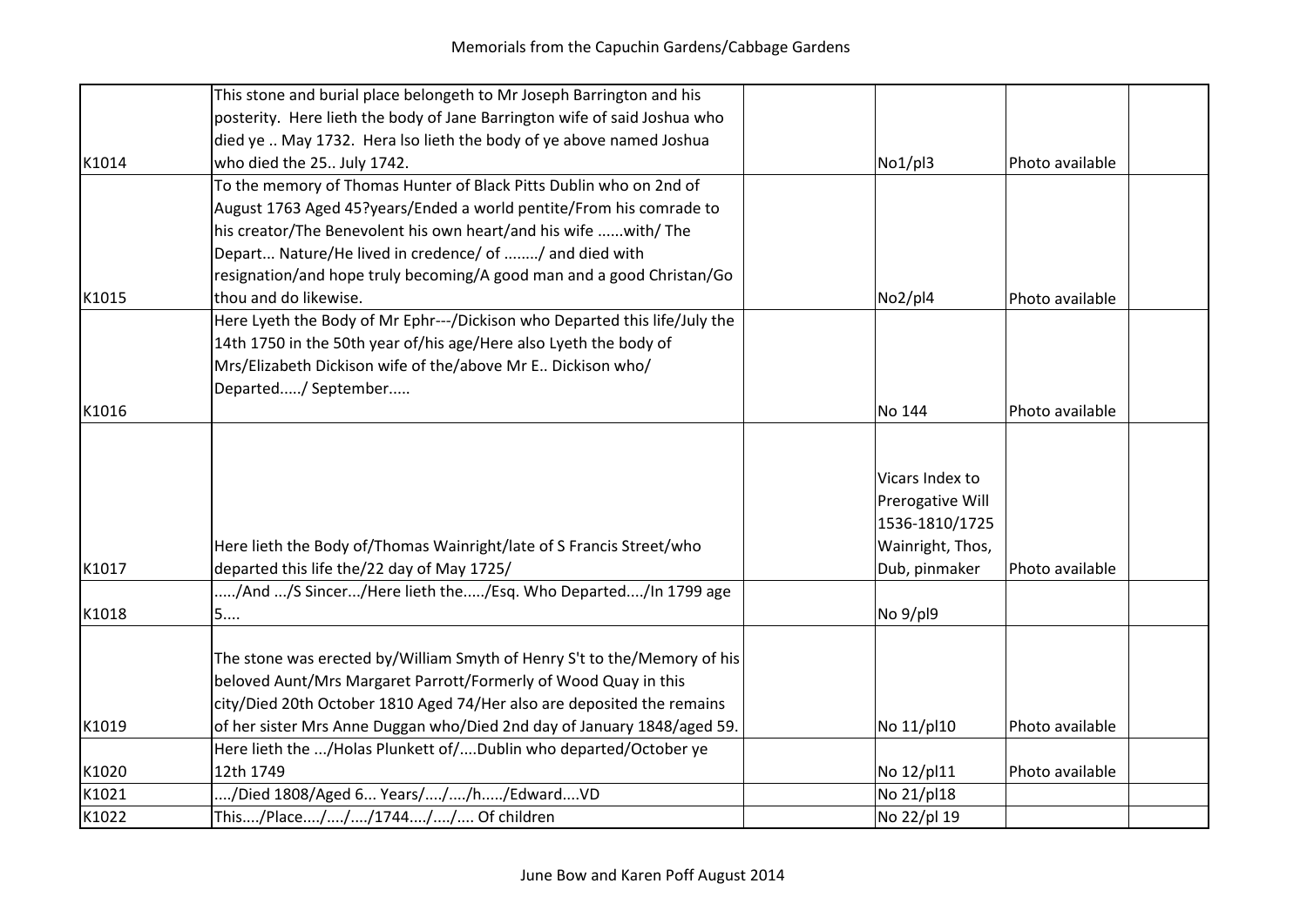# Memorials from the Capuchin Gardens/Cabbage Gardens

| | | | | | |
|---|---|---|---|---|---|
| K1014 | This stone and burial place belongeth to Mr Joseph Barrington and his posterity. Here lieth the body of Jane Barrington wife of said Joshua who died ye .. May 1732. Hera lso lieth the body of ye above named Joshua who died the 25.. July 1742. | | No1/pl3 | Photo available | |
| K1015 | To the memory of Thomas Hunter of Black Pitts Dublin who on 2nd of August 1763 Aged 45?years/Ended a world pentite/From his comrade to his creator/The Benevolent his own heart/and his wife ......with/ The Depart... Nature/He lived in credence/ of ......../ and died with resignation/and hope truly becoming/A good man and a good Christan/Go thou and do likewise. | | No2/pl4 | Photo available | |
| K1016 | Here Lyeth the Body of Mr Ephr---/Dickison who Departed this life/July the 14th 1750 in the 50th year of/his age/Here also Lyeth the body of Mrs/Elizabeth Dickison wife of the/above Mr E.. Dickison who/ Departed...../ September..... | | No 144 | Photo available | |
| K1017 | Here lieth the Body of/Thomas Wainright/late of S Francis Street/who departed this life the/22 day of May 1725/ | | Vicars Index to Prerogative Will 1536-1810/1725 Wainright, Thos, Dub, pinmaker | Photo available | |
| K1018 | ...../And .../S Sincer.../Here lieth the...../Esq. Who Departed..../In 1799 age 5.... | | No 9/pl9 | | |
| K1019 | The stone was erected by/William Smyth of Henry S't to the/Memory of his beloved Aunt/Mrs Margaret Parrott/Formerly of Wood Quay in this city/Died 20th October 1810 Aged 74/Her also are deposited the remains of her sister Mrs Anne Duggan who/Died 2nd day of January 1848/aged 59. | | No 11/pl10 | Photo available | |
| K1020 | Here lieth the .../Holas Plunkett of/....Dublin who departed/October ye 12th 1749 | | No 12/pl11 | Photo available | |
| K1021 | ..../Died 1808/Aged 6... Years/..../..../h...../Edward....VD | | No 21/pl18 | | |
| K1022 | This..../Place..../..../..../1744..../..../.... Of children | | No 22/pl 19 | | |

June Bow and Karen Poff August 2014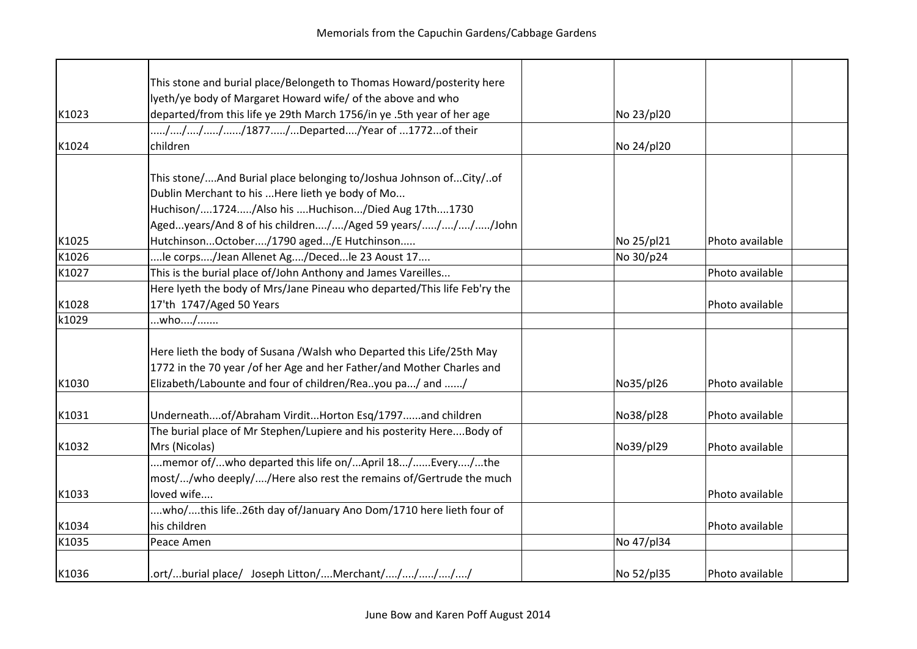# Memorials from the Capuchin Gardens/Cabbage Gardens

| | | | | | |
|---|---|---|---|---|---|
| K1023 | This stone and burial place/Belongeth to Thomas Howard/posterity here lyeth/ye body of Margaret Howard wife/ of the above and who departed/from this life ye 29th March 1756/in ye .5th year of her age | | No 23/pl20 | | |
| K1024 | ...../..../..../...../....../1877...../...Departed..../Year of ...1772...of their children | | No 24/pl20 | | |
| K1025 | This stone/....And Burial place belonging to/Joshua Johnson of...City/..of Dublin Merchant to his ...Here lieth ye body of Mo... Huchison/....1724...../Also his ....Huchison.../Died Aug 17th....1730 Aged...years/And 8 of his children..../..../Aged 59 years/...../..../..../...../John Hutchinson...October..../1790 aged.../E Hutchinson..... | | No 25/pl21 | Photo available | |
| K1026 | ....le corps..../Jean Allenet Ag..../Deced...le 23 Aoust 17.... | | No 30/p24 | | |
| K1027 | This is the burial place of/John Anthony and James Vareilles... | | | Photo available | |
| K1028 | Here lyeth the body of Mrs/Jane Pineau who departed/This life Feb'ry the 17'th 1747/Aged 50 Years | | | Photo available | |
| k1029 | ...who..../....... | | | | |
| K1030 | Here lieth the body of Susana /Walsh who Departed this Life/25th May 1772 in the 70 year /of her Age and her Father/and Mother Charles and Elizabeth/Labounte and four of children/Rea..you pa.../ and ....../ | | No35/pl26 | Photo available | |
| K1031 | Underneath....of/Abraham Virdit...Horton Esq/1797......and children | | No38/pl28 | Photo available | |
| K1032 | The burial place of Mr Stephen/Lupiere and his posterity Here....Body of Mrs (Nicolas) | | No39/pl29 | Photo available | |
| K1033 | ....memor of/...who departed this life on/...April 18.../......Every..../...the most/.../who deeply/..../Here also rest the remains of/Gertrude the much loved wife.... | | | Photo available | |
| K1034 | ....who/....this life..26th day of/January Ano Dom/1710 here lieth four of his children | | | Photo available | |
| K1035 | Peace Amen | | No 47/pl34 | | |
| K1036 | .ort/...burial place/ Joseph Litton/....Merchant/..../..../...../..../..../ | | No 52/pl35 | Photo available | |

June Bow and Karen Poff August 2014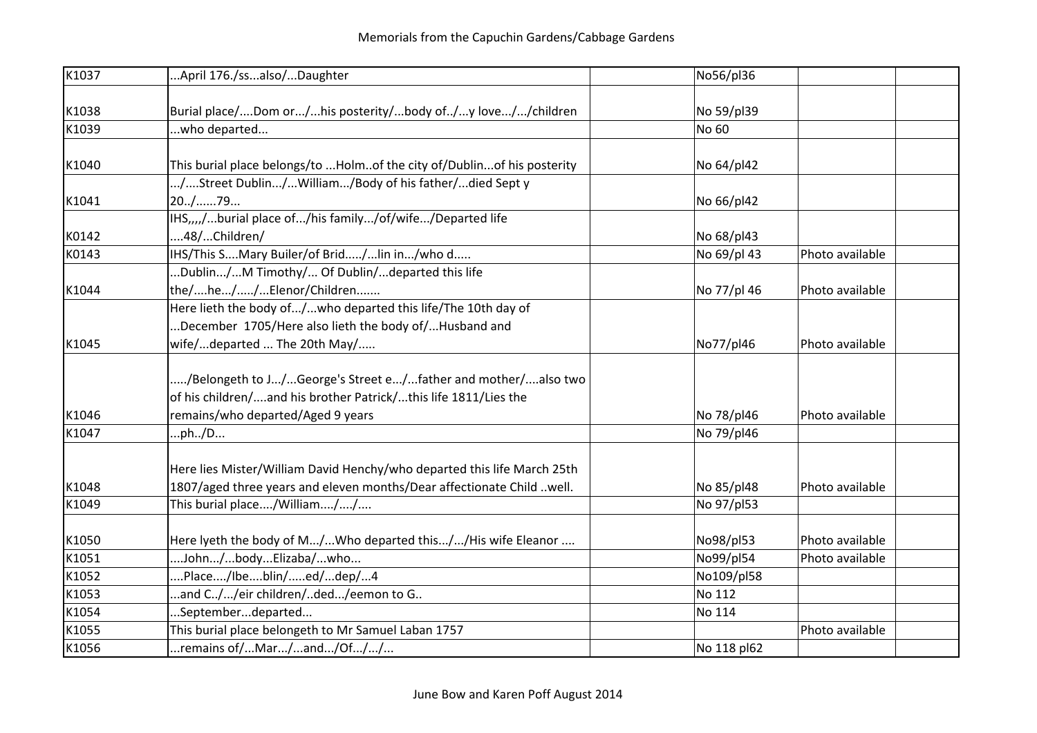# Memorials from the Capuchin Gardens/Cabbage Gardens

| | | | | | |
|---|---|---|---|---|---|
| K1037 | ...April 176./ss...also/...Daughter | | No56/pl36 | | |
| K1038 | Burial place/....Dom or.../...his posterity/...body of../...y love.../.../children | | No 59/pl39 | | |
| K1039 | ...who departed... | | No 60 | | |
| K1040 | This burial place belongs/to ...Holm..of the city of/Dublin...of his posterity | | No 64/pl42 | | |
| K1041 | .../....Street Dublin.../...William.../Body of his father/...died Sept y 20../......79... | | No 66/pl42 | | |
| K0142 | IHS,,,,/...burial place of.../his family.../of/wife.../Departed life ....48/...Children/ | | No 68/pl43 | | |
| K0143 | IHS/This S....Mary Builer/of Brid...../...lin in.../who d..... | | No 69/pl 43 | Photo available | |
| K1044 | ...Dublin.../...M Timothy/... Of Dublin/...departed this life the/....he.../...../...Elenor/Children....... | | No 77/pl 46 | Photo available | |
| K1045 | Here lieth the body of.../...who departed this life/The 10th day of ...December 1705/Here also lieth the body of/...Husband and wife/...departed ... The 20th May/..... | | No77/pl46 | Photo available | |
| K1046 | ...../Belongeth to J.../...George's Street e.../...father and mother/....also two of his children/....and his brother Patrick/...this life 1811/Lies the remains/who departed/Aged 9 years | | No 78/pl46 | Photo available | |
| K1047 | ...ph../D... | | No 79/pl46 | | |
| K1048 | Here lies Mister/William David Henchy/who departed this life March 25th 1807/aged three years and eleven months/Dear affectionate Child ..well. | | No 85/pl48 | Photo available | |
| K1049 | This burial place..../William..../..../.... | | No 97/pl53 | | |
| K1050 | Here lyeth the body of M.../...Who departed this.../.../His wife Eleanor .... | | No98/pl53 | Photo available | |
| K1051 | ....John.../...body...Elizaba/...who... | | No99/pl54 | Photo available | |
| K1052 | ....Place..../Ibe....blin/.....ed/...dep/...4 | | No109/pl58 | | |
| K1053 | ...and C../.../eir children/..ded.../eemon to G.. | | No 112 | | |
| K1054 | ...September...departed... | | No 114 | | |
| K1055 | This burial place belongeth to Mr Samuel Laban 1757 | | | Photo available | |
| K1056 | ...remains of/...Mar.../...and.../Of.../.../... | | No 118 pl62 | | |

June Bow and Karen Poff August 2014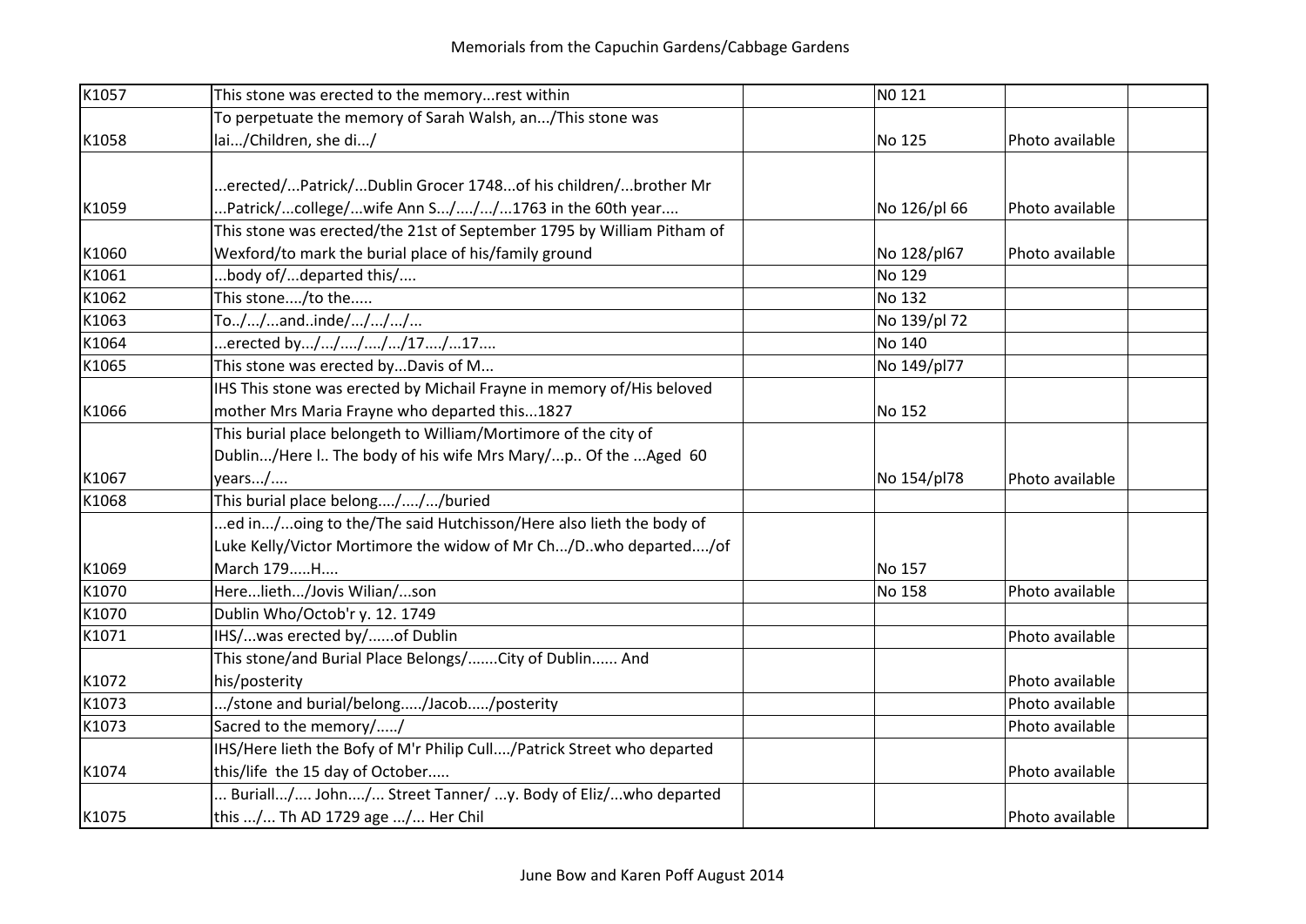# Memorials from the Capuchin Gardens/Cabbage Gardens

| | | | | | |
|---|---|---|---|---|---|
| K1057 | This stone was erected to the memory...rest within | | N0 121 | | |
| K1058 | To perpetuate the memory of Sarah Walsh, an.../This stone was lai.../Children, she di.../ | | No 125 | Photo available | |
| K1059 | ...erected/...Patrick/...Dublin Grocer 1748...of his children/...brother Mr ...Patrick/...college/...wife Ann S.../..../.../...1763 in the 60th year.... | | No 126/pl 66 | Photo available | |
| K1060 | This stone was erected/the 21st of September 1795 by William Pitham of Wexford/to mark the burial place of his/family ground | | No 128/pl67 | Photo available | |
| K1061 | ...body of/...departed this/.... | | No 129 | | |
| K1062 | This stone..../to the..... | | No 132 | | |
| K1063 | To../.../...and..inde/.../.../.../... | | No 139/pl 72 | | |
| K1064 | ...erected by.../.../..../..../.../17..../...17.... | | No 140 | | |
| K1065 | This stone was erected by...Davis of M... | | No 149/pl77 | | |
| K1066 | IHS This stone was erected by Michail Frayne in memory of/His beloved mother Mrs Maria Frayne who departed this...1827 | | No 152 | | |
| K1067 | This burial place belongeth to William/Mortimore of the city of Dublin.../Here l.. The body of his wife Mrs Mary/...p.. Of the ...Aged 60 years.../.... | | No 154/pl78 | Photo available | |
| K1068 | This burial place belong..../..../.../buried | | | | |
| K1069 | ...ed in.../...oing to the/The said Hutchisson/Here also lieth the body of Luke Kelly/Victor Mortimore the widow of Mr Ch.../D..who departed..../of March 179.....H.... | | No 157 | | |
| K1070 | Here...lieth.../Jovis Wilian/...son | | No 158 | Photo available | |
| K1070 | Dublin Who/Octob'r y. 12. 1749 | | | | |
| K1071 | IHS/...was erected by/......of Dublin | | | Photo available | |
| K1072 | This stone/and Burial Place Belongs/.......City of Dublin...... And his/posterity | | | Photo available | |
| K1073 | .../stone and burial/belong...../Jacob...../posterity | | | Photo available | |
| K1073 | Sacred to the memory/...../ | | | Photo available | |
| K1074 | IHS/Here lieth the Bofy of M'r Philip Cull..../Patrick Street who departed this/life the 15 day of October..... | | | Photo available | |
| K1075 | ... Buriall.../.... John..../... Street Tanner/ ...y. Body of Eliz/...who departed this .../... Th AD 1729 age .../... Her Chil | | | Photo available | |

June Bow and Karen Poff August 2014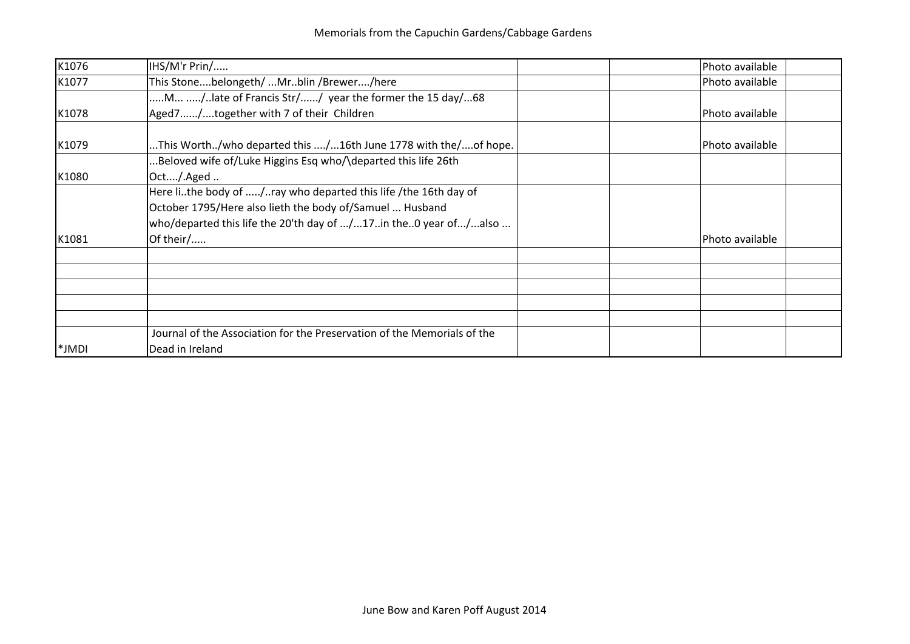# Memorials from the Capuchin Gardens/Cabbage Gardens

| | | | | | |
|---|---|---|---|---|---|
| K1076 | IHS/M'r Prin/..... | | | Photo available | |
| K1077 | This Stone....belongeth/ ...Mr..blin /Brewer..../here | | | Photo available | |
| K1078 | .....M... ...../..late of Francis Str/....../ year the former the 15 day/...68 Aged7....../....together with 7 of their Children | | | Photo available | |
| K1079 | ...This Worth../who departed this ..../...16th June 1778 with the/....of hope. | | | Photo available | |
| K1080 | ...Beloved wife of/Luke Higgins Esq who/\departed this life 26th Oct..../.Aged .. | | | | |
| K1081 | Here li..the body of ...../..ray who departed this life /the 16th day of October 1795/Here also lieth the body of/Samuel ... Husband who/departed this life the 20'th day of .../...17..in the..0 year of.../...also ... Of their/..... | | | Photo available | |
| | | | | | |
| | | | | | |
| | | | | | |
| | | | | | |
| | | | | | |
| *JMDI | Journal of the Association for the Preservation of the Memorials of the Dead in Ireland | | | | |

June Bow and Karen Poff August 2014